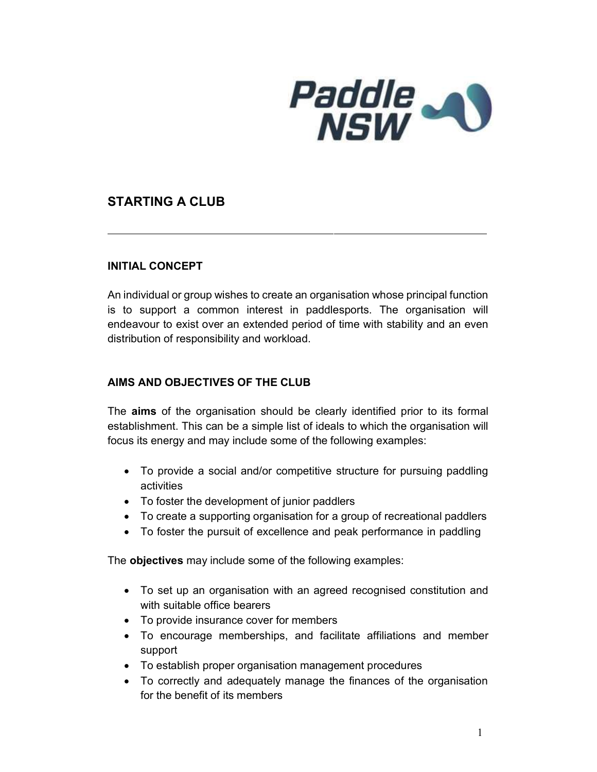# STARTING A CLUB

## INITIAL CONCEPT

An individual or group wishes to create an organisation whose principal function is to support a common interest in paddlesports. The organisation will endeavour to exist over an extended period of time with stability and an even distribution of responsibility and workload.

## AIMS AND OBJECTIVES OF THE CLUB

The **aims** of the organisation should be clearly identified prior to its formal establishment. This can be a simple list of ideals to which the organisation will focus its energy and may include some of the following examples:

- To provide a social and/or competitive structure for pursuing paddling activities
- To foster the development of junior paddlers
- To create a supporting organisation for a group of recreational paddlers
- To foster the pursuit of excellence and peak performance in paddling

The **objectives** may include some of the following examples:

- To set up an organisation with an agreed recognised constitution and with suitable office bearers
- To provide insurance cover for members
- To encourage memberships, and facilitate affiliations and member support
- To establish proper organisation management procedures
- To correctly and adequately manage the finances of the organisation for the benefit of its members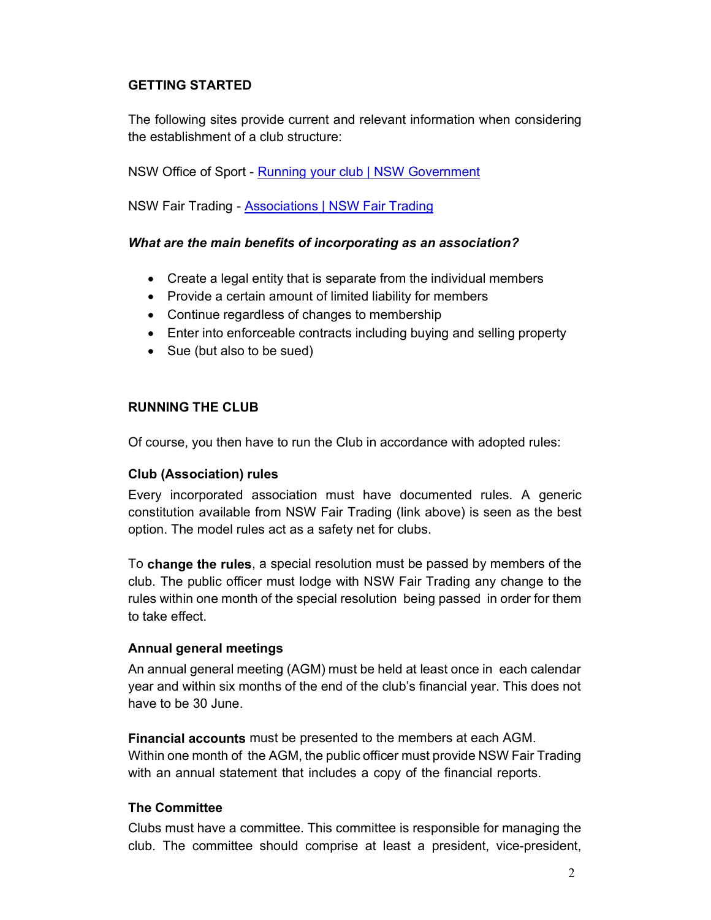## GETTING STARTED

The following sites provide current and relevant information when considering the establishment of a club structure:

NSW Office of Sport - [Running your club | NSW Government]()

NSW Fair Trading - [Associations | NSW Fair Trading]()

***What are the main benefits of incorporating as an association?***

- Create a legal entity that is separate from the individual members
- Provide a certain amount of limited liability for members
- Continue regardless of changes to membership
- Enter into enforceable contracts including buying and selling property
- Sue (but also to be sued)

## RUNNING THE CLUB

Of course, you then have to run the Club in accordance with adopted rules:

### Club (Association) rules

Every incorporated association must have documented rules. A generic constitution available from NSW Fair Trading (link above) is seen as the best option. The model rules act as a safety net for clubs.

To **change the rules**, a special resolution must be passed by members of the club. The public officer must lodge with NSW Fair Trading any change to the rules within one month of the special resolution being passed in order for them to take effect.

### Annual general meetings

An annual general meeting (AGM) must be held at least once in each calendar year and within six months of the end of the club's financial year. This does not have to be 30 June.

**Financial accounts** must be presented to the members at each AGM. Within one month of the AGM, the public officer must provide NSW Fair Trading with an annual statement that includes a copy of the financial reports.

### The Committee

Clubs must have a committee. This committee is responsible for managing the club. The committee should comprise at least a president, vice-president,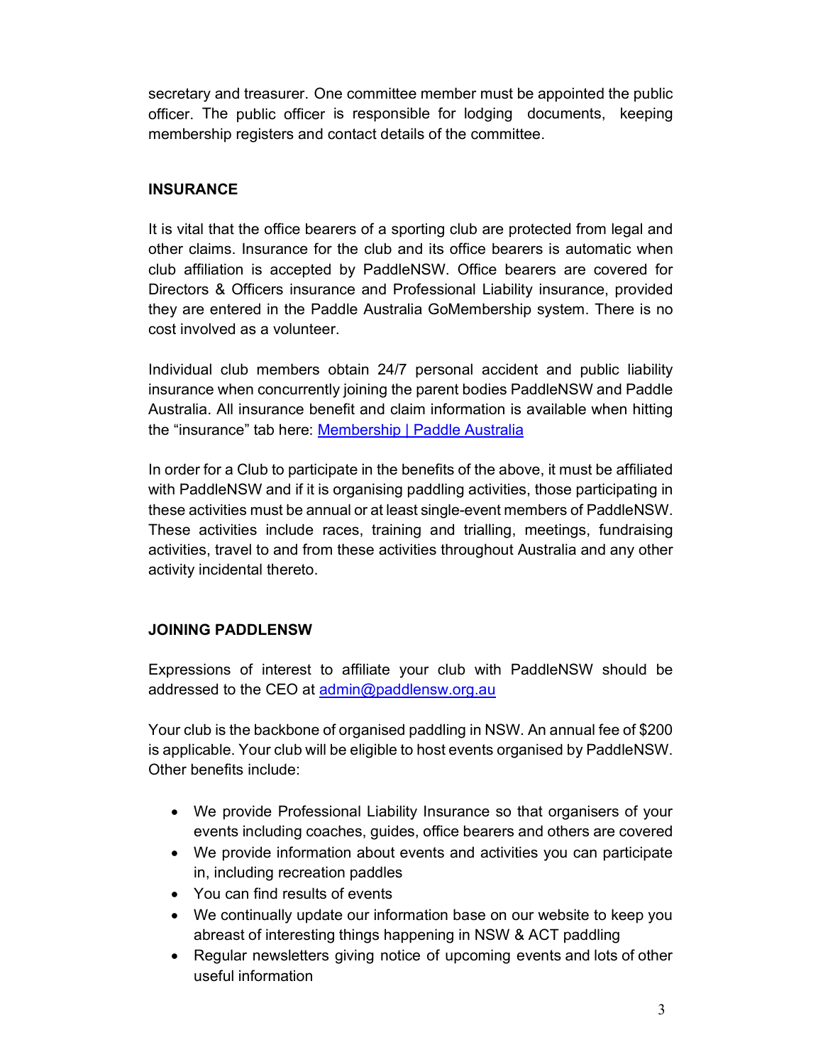secretary and treasurer. One committee member must be appointed the public officer. The public officer is responsible for lodging documents, keeping membership registers and contact details of the committee.

## INSURANCE

It is vital that the office bearers of a sporting club are protected from legal and other claims. Insurance for the club and its office bearers is automatic when club affiliation is accepted by PaddleNSW. Office bearers are covered for Directors & Officers insurance and Professional Liability insurance, provided they are entered in the Paddle Australia GoMembership system. There is no cost involved as a volunteer.

Individual club members obtain 24/7 personal accident and public liability insurance when concurrently joining the parent bodies PaddleNSW and Paddle Australia. All insurance benefit and claim information is available when hitting the "insurance" tab here: [Membership | Paddle Australia]

In order for a Club to participate in the benefits of the above, it must be affiliated with PaddleNSW and if it is organising paddling activities, those participating in these activities must be annual or at least single-event members of PaddleNSW. These activities include races, training and trialling, meetings, fundraising activities, travel to and from these activities throughout Australia and any other activity incidental thereto.

## JOINING PADDLENSW

Expressions of interest to affiliate your club with PaddleNSW should be addressed to the CEO at admin@paddlensw.org.au

Your club is the backbone of organised paddling in NSW. An annual fee of $200 is applicable. Your club will be eligible to host events organised by PaddleNSW. Other benefits include:

- We provide Professional Liability Insurance so that organisers of your events including coaches, guides, office bearers and others are covered
- We provide information about events and activities you can participate in, including recreation paddles
- You can find results of events
- We continually update our information base on our website to keep you abreast of interesting things happening in NSW & ACT paddling
- Regular newsletters giving notice of upcoming events and lots of other useful information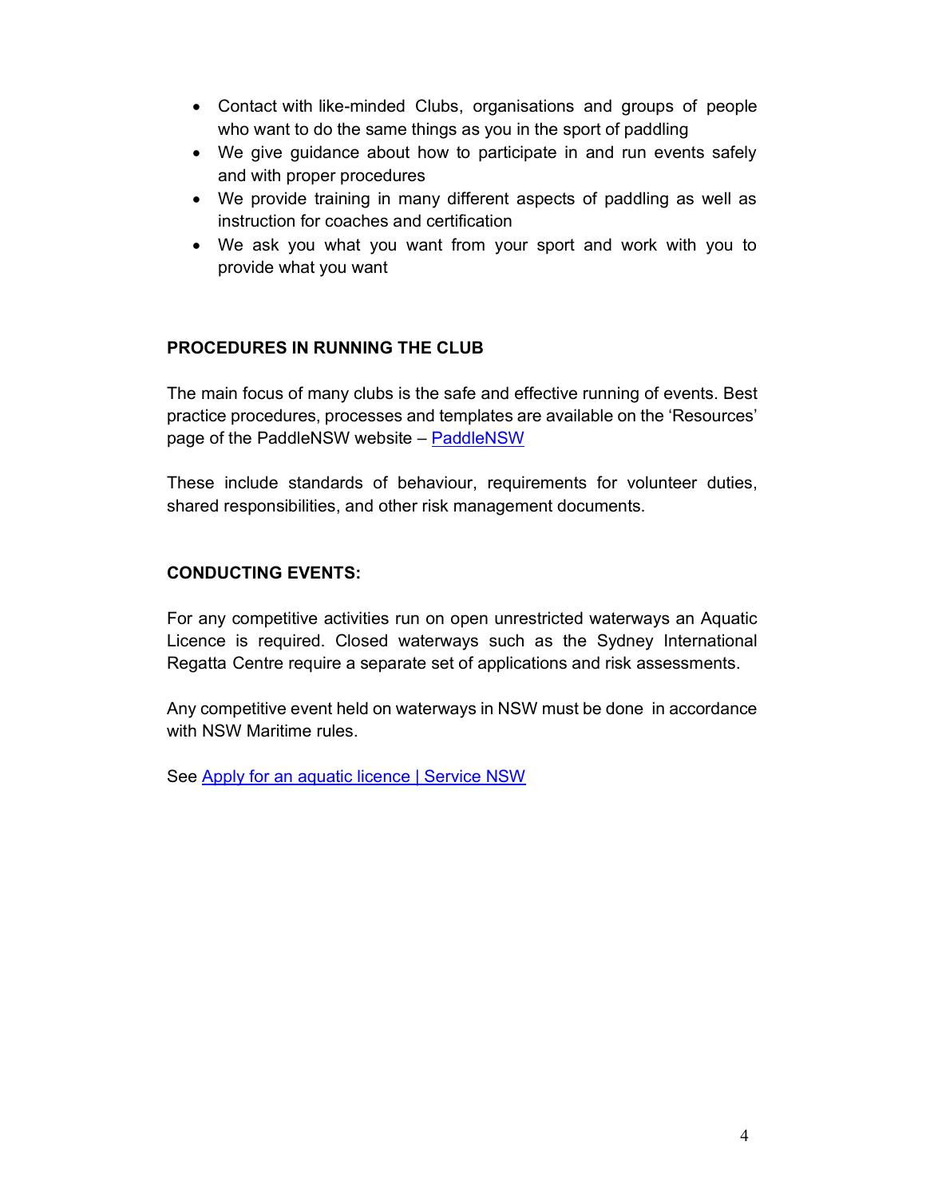- Contact with like-minded Clubs, organisations and groups of people who want to do the same things as you in the sport of paddling
- We give guidance about how to participate in and run events safely and with proper procedures
- We provide training in many different aspects of paddling as well as instruction for coaches and certification
- We ask you what you want from your sport and work with you to provide what you want

## PROCEDURES IN RUNNING THE CLUB

The main focus of many clubs is the safe and effective running of events. Best practice procedures, processes and templates are available on the 'Resources' page of the PaddleNSW website – PaddleNSW

These include standards of behaviour, requirements for volunteer duties, shared responsibilities, and other risk management documents.

## CONDUCTING EVENTS:

For any competitive activities run on open unrestricted waterways an Aquatic Licence is required. Closed waterways such as the Sydney International Regatta Centre require a separate set of applications and risk assessments.

Any competitive event held on waterways in NSW must be done in accordance with NSW Maritime rules.

See Apply for an aquatic licence | Service NSW